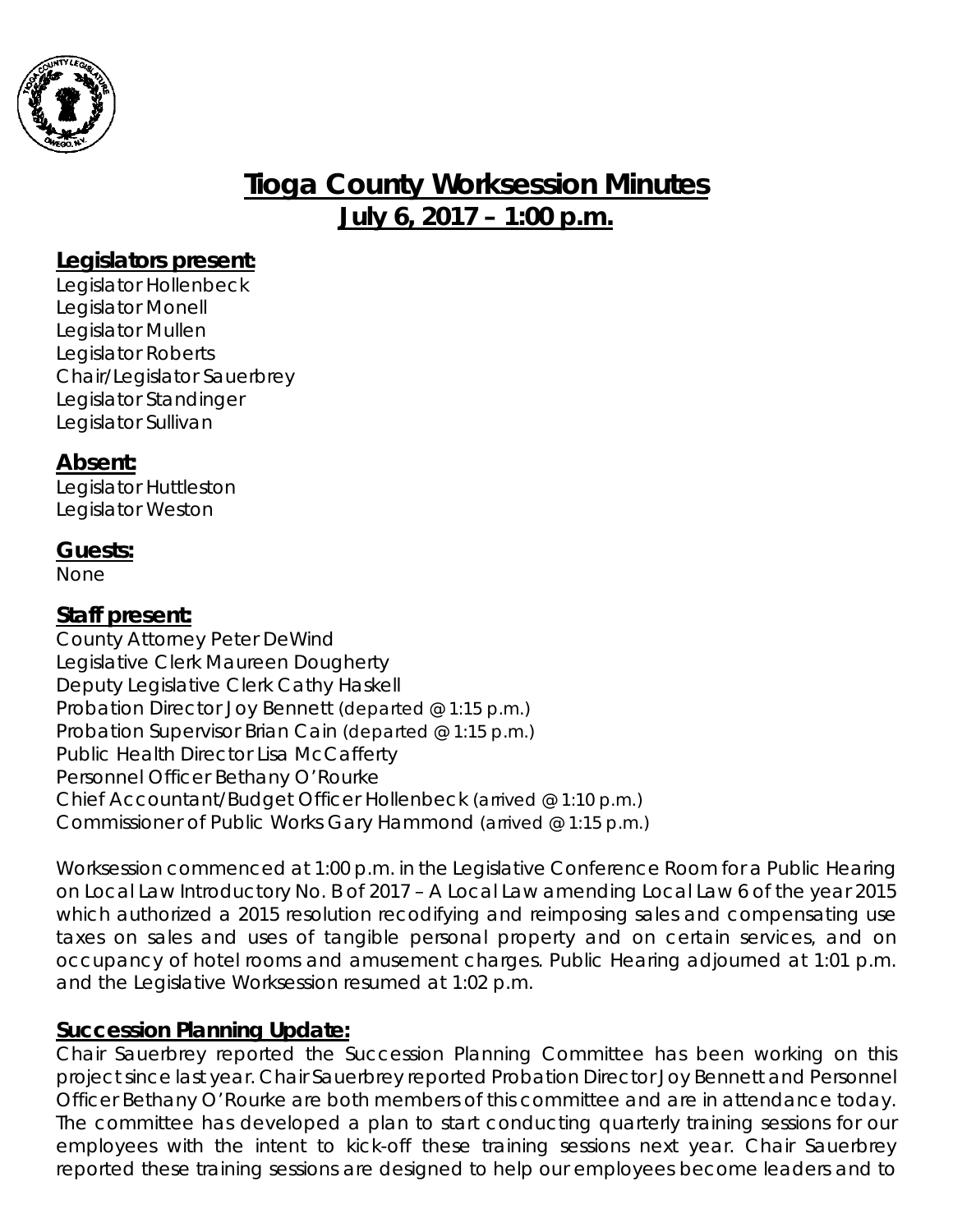# Tioga County Worksession Minutes
## July 6, 2017 – 1:00 p.m.

### Legislators present:

Legislator Hollenbeck
Legislator Monell
Legislator Mullen
Legislator Roberts
Chair/Legislator Sauerbrey
Legislator Standinger
Legislator Sullivan

### Absent:

Legislator Huttleston
Legislator Weston

### Guests:

None

### Staff present:

County Attorney Peter DeWind
Legislative Clerk Maureen Dougherty
Deputy Legislative Clerk Cathy Haskell
Probation Director Joy Bennett (departed @ 1:15 p.m.)
Probation Supervisor Brian Cain (departed @ 1:15 p.m.)
Public Health Director Lisa McCafferty
Personnel Officer Bethany O'Rourke
Chief Accountant/Budget Officer Hollenbeck (arrived @ 1:10 p.m.)
Commissioner of Public Works Gary Hammond (arrived @ 1:15 p.m.)

Worksession commenced at 1:00 p.m. in the Legislative Conference Room for a Public Hearing on Local Law Introductory No. B of 2017 – A Local Law amending Local Law 6 of the year 2015 which authorized a 2015 resolution recodifying and reimposing sales and compensating use taxes on sales and uses of tangible personal property and on certain services, and on occupancy of hotel rooms and amusement charges. Public Hearing adjourned at 1:01 p.m. and the Legislative Worksession resumed at 1:02 p.m.

### Succession Planning Update:

Chair Sauerbrey reported the Succession Planning Committee has been working on this project since last year. Chair Sauerbrey reported Probation Director Joy Bennett and Personnel Officer Bethany O'Rourke are both members of this committee and are in attendance today. The committee has developed a plan to start conducting quarterly training sessions for our employees with the intent to kick-off these training sessions next year. Chair Sauerbrey reported these training sessions are designed to help our employees become leaders and to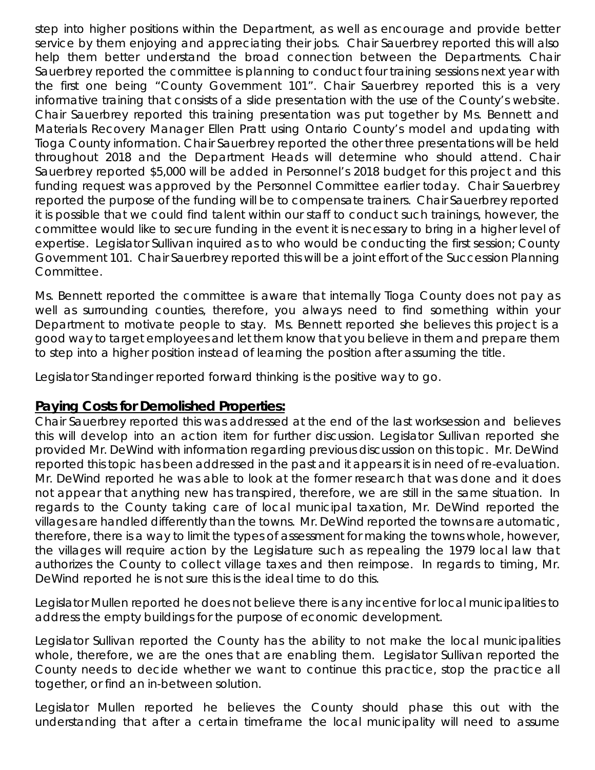step into higher positions within the Department, as well as encourage and provide better service by them enjoying and appreciating their jobs. Chair Sauerbrey reported this will also help them better understand the broad connection between the Departments. Chair Sauerbrey reported the committee is planning to conduct four training sessions next year with the first one being "County Government 101". Chair Sauerbrey reported this is a very informative training that consists of a slide presentation with the use of the County's website. Chair Sauerbrey reported this training presentation was put together by Ms. Bennett and Materials Recovery Manager Ellen Pratt using Ontario County's model and updating with Tioga County information. Chair Sauerbrey reported the other three presentations will be held throughout 2018 and the Department Heads will determine who should attend. Chair Sauerbrey reported $5,000 will be added in Personnel's 2018 budget for this project and this funding request was approved by the Personnel Committee earlier today. Chair Sauerbrey reported the purpose of the funding will be to compensate trainers. Chair Sauerbrey reported it is possible that we could find talent within our staff to conduct such trainings, however, the committee would like to secure funding in the event it is necessary to bring in a higher level of expertise. Legislator Sullivan inquired as to who would be conducting the first session; County Government 101. Chair Sauerbrey reported this will be a joint effort of the Succession Planning Committee.

Ms. Bennett reported the committee is aware that internally Tioga County does not pay as well as surrounding counties, therefore, you always need to find something within your Department to motivate people to stay. Ms. Bennett reported she believes this project is a good way to target employees and let them know that you believe in them and prepare them to step into a higher position instead of learning the position after assuming the title.

Legislator Standinger reported forward thinking is the positive way to go.

## **Paying Costs for Demolished Properties:**

Chair Sauerbrey reported this was addressed at the end of the last worksession and believes this will develop into an action item for further discussion. Legislator Sullivan reported she provided Mr. DeWind with information regarding previous discussion on this topic. Mr. DeWind reported this topic has been addressed in the past and it appears it is in need of re-evaluation. Mr. DeWind reported he was able to look at the former research that was done and it does not appear that anything new has transpired, therefore, we are still in the same situation. In regards to the County taking care of local municipal taxation, Mr. DeWind reported the villages are handled differently than the towns. Mr. DeWind reported the towns are automatic, therefore, there is a way to limit the types of assessment for making the towns whole, however, the villages will require action by the Legislature such as repealing the 1979 local law that authorizes the County to collect village taxes and then reimpose. In regards to timing, Mr. DeWind reported he is not sure this is the ideal time to do this.

Legislator Mullen reported he does not believe there is any incentive for local municipalities to address the empty buildings for the purpose of economic development.

Legislator Sullivan reported the County has the ability to not make the local municipalities whole, therefore, we are the ones that are enabling them. Legislator Sullivan reported the County needs to decide whether we want to continue this practice, stop the practice all together, or find an in-between solution.

Legislator Mullen reported he believes the County should phase this out with the understanding that after a certain timeframe the local municipality will need to assume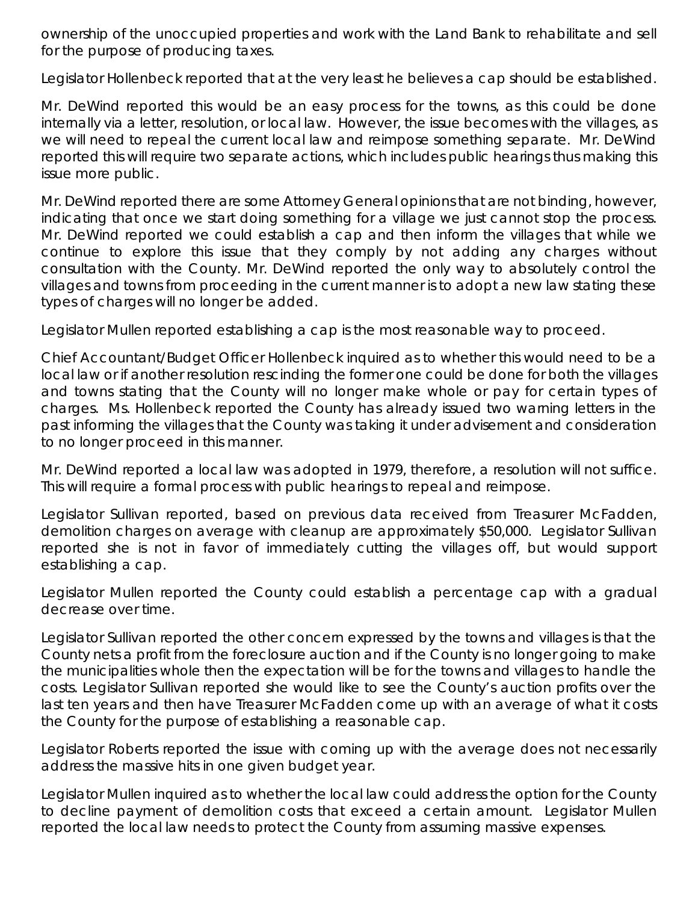ownership of the unoccupied properties and work with the Land Bank to rehabilitate and sell for the purpose of producing taxes.

Legislator Hollenbeck reported that at the very least he believes a cap should be established.

Mr. DeWind reported this would be an easy process for the towns, as this could be done internally via a letter, resolution, or local law. However, the issue becomes with the villages, as we will need to repeal the current local law and reimpose something separate. Mr. DeWind reported this will require two separate actions, which includes public hearings thus making this issue more public.

Mr. DeWind reported there are some Attorney General opinions that are not binding, however, indicating that once we start doing something for a village we just cannot stop the process. Mr. DeWind reported we could establish a cap and then inform the villages that while we continue to explore this issue that they comply by not adding any charges without consultation with the County. Mr. DeWind reported the only way to absolutely control the villages and towns from proceeding in the current manner is to adopt a new law stating these types of charges will no longer be added.

Legislator Mullen reported establishing a cap is the most reasonable way to proceed.

Chief Accountant/Budget Officer Hollenbeck inquired as to whether this would need to be a local law or if another resolution rescinding the former one could be done for both the villages and towns stating that the County will no longer make whole or pay for certain types of charges. Ms. Hollenbeck reported the County has already issued two warning letters in the past informing the villages that the County was taking it under advisement and consideration to no longer proceed in this manner.

Mr. DeWind reported a local law was adopted in 1979, therefore, a resolution will not suffice. This will require a formal process with public hearings to repeal and reimpose.

Legislator Sullivan reported, based on previous data received from Treasurer McFadden, demolition charges on average with cleanup are approximately $50,000. Legislator Sullivan reported she is not in favor of immediately cutting the villages off, but would support establishing a cap.

Legislator Mullen reported the County could establish a percentage cap with a gradual decrease over time.

Legislator Sullivan reported the other concern expressed by the towns and villages is that the County nets a profit from the foreclosure auction and if the County is no longer going to make the municipalities whole then the expectation will be for the towns and villages to handle the costs. Legislator Sullivan reported she would like to see the County's auction profits over the last ten years and then have Treasurer McFadden come up with an average of what it costs the County for the purpose of establishing a reasonable cap.

Legislator Roberts reported the issue with coming up with the average does not necessarily address the massive hits in one given budget year.

Legislator Mullen inquired as to whether the local law could address the option for the County to decline payment of demolition costs that exceed a certain amount. Legislator Mullen reported the local law needs to protect the County from assuming massive expenses.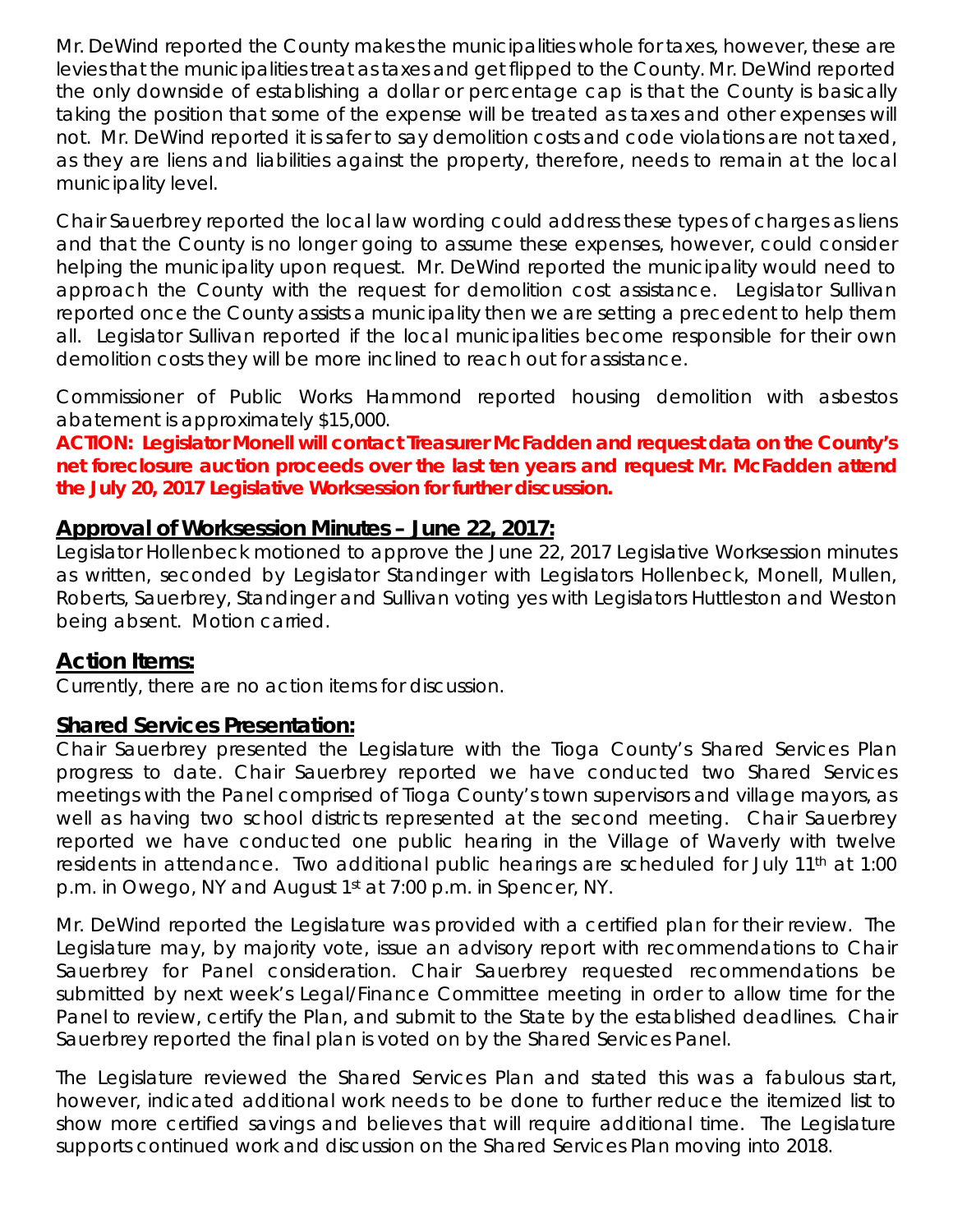Mr. DeWind reported the County makes the municipalities whole for taxes, however, these are levies that the municipalities treat as taxes and get flipped to the County. Mr. DeWind reported the only downside of establishing a dollar or percentage cap is that the County is basically taking the position that some of the expense will be treated as taxes and other expenses will not. Mr. DeWind reported it is safer to say demolition costs and code violations are not taxed, as they are liens and liabilities against the property, therefore, needs to remain at the local municipality level.

Chair Sauerbrey reported the local law wording could address these types of charges as liens and that the County is no longer going to assume these expenses, however, could consider helping the municipality upon request. Mr. DeWind reported the municipality would need to approach the County with the request for demolition cost assistance. Legislator Sullivan reported once the County assists a municipality then we are setting a precedent to help them all. Legislator Sullivan reported if the local municipalities become responsible for their own demolition costs they will be more inclined to reach out for assistance.

Commissioner of Public Works Hammond reported housing demolition with asbestos abatement is approximately $15,000.

**ACTION: Legislator Monell will contact Treasurer McFadden and request data on the County's net foreclosure auction proceeds over the last ten years and request Mr. McFadden attend the July 20, 2017 Legislative Worksession for further discussion.**

## Approval of Worksession Minutes – June 22, 2017:

Legislator Hollenbeck motioned to approve the June 22, 2017 Legislative Worksession minutes as written, seconded by Legislator Standinger with Legislators Hollenbeck, Monell, Mullen, Roberts, Sauerbrey, Standinger and Sullivan voting yes with Legislators Huttleston and Weston being absent. Motion carried.

## Action Items:

Currently, there are no action items for discussion.

## Shared Services Presentation:

Chair Sauerbrey presented the Legislature with the Tioga County's Shared Services Plan progress to date. Chair Sauerbrey reported we have conducted two Shared Services meetings with the Panel comprised of Tioga County's town supervisors and village mayors, as well as having two school districts represented at the second meeting. Chair Sauerbrey reported we have conducted one public hearing in the Village of Waverly with twelve residents in attendance. Two additional public hearings are scheduled for July 11th at 1:00 p.m. in Owego, NY and August 1st at 7:00 p.m. in Spencer, NY.

Mr. DeWind reported the Legislature was provided with a certified plan for their review. The Legislature may, by majority vote, issue an advisory report with recommendations to Chair Sauerbrey for Panel consideration. Chair Sauerbrey requested recommendations be submitted by next week's Legal/Finance Committee meeting in order to allow time for the Panel to review, certify the Plan, and submit to the State by the established deadlines. Chair Sauerbrey reported the final plan is voted on by the Shared Services Panel.

The Legislature reviewed the Shared Services Plan and stated this was a fabulous start, however, indicated additional work needs to be done to further reduce the itemized list to show more certified savings and believes that will require additional time. The Legislature supports continued work and discussion on the Shared Services Plan moving into 2018.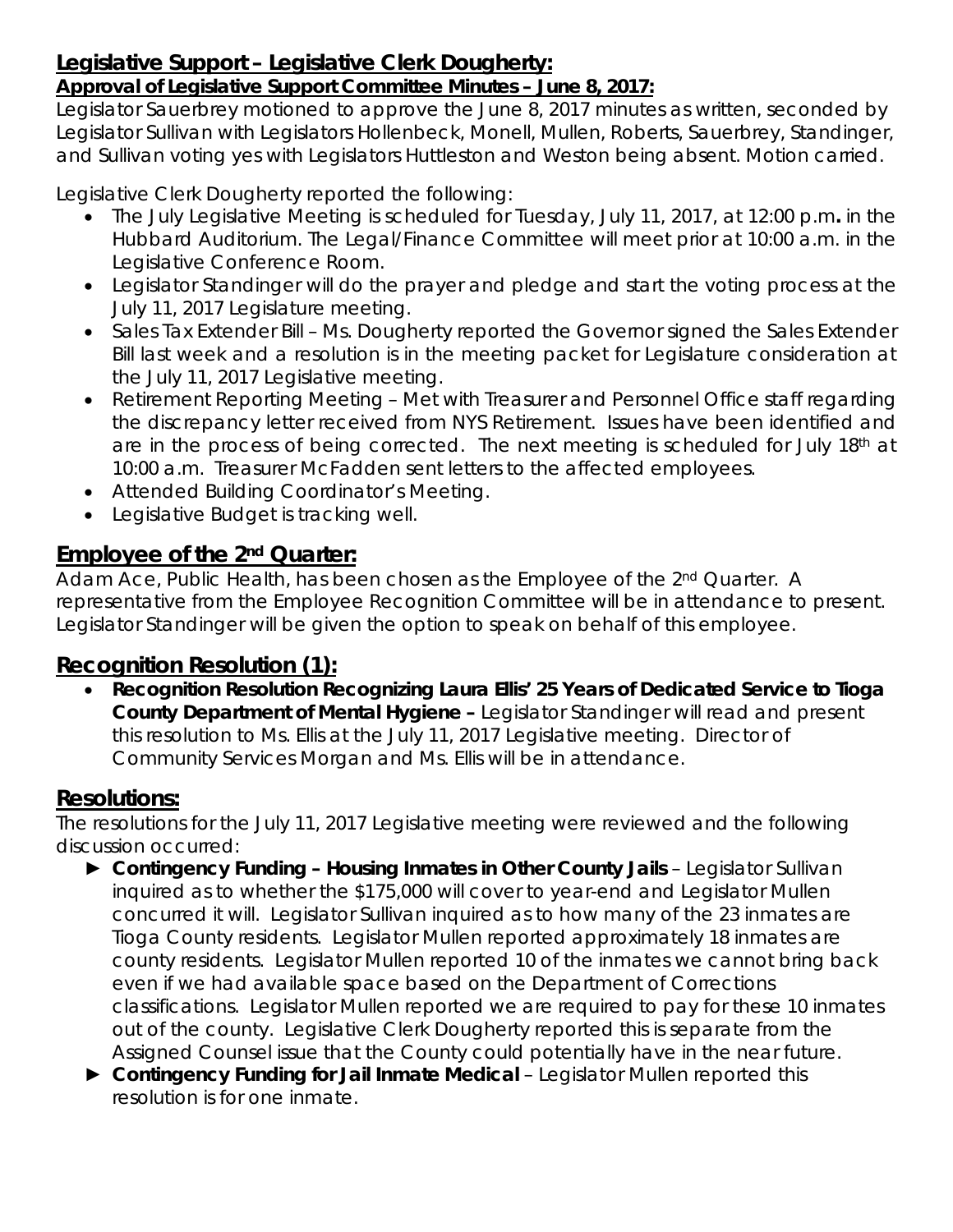## Legislative Support – Legislative Clerk Dougherty:

**Approval of Legislative Support Committee Minutes – June 8, 2017:**

Legislator Sauerbrey motioned to approve the June 8, 2017 minutes as written, seconded by Legislator Sullivan with Legislators Hollenbeck, Monell, Mullen, Roberts, Sauerbrey, Standinger, and Sullivan voting yes with Legislators Huttleston and Weston being absent. Motion carried.

Legislative Clerk Dougherty reported the following:

- The July Legislative Meeting is scheduled for Tuesday, July 11, 2017, at 12:00 p.m**.** in the Hubbard Auditorium. The Legal/Finance Committee will meet prior at 10:00 a.m. in the Legislative Conference Room.
- Legislator Standinger will do the prayer and pledge and start the voting process at the July 11, 2017 Legislature meeting.
- Sales Tax Extender Bill – Ms. Dougherty reported the Governor signed the Sales Extender Bill last week and a resolution is in the meeting packet for Legislature consideration at the July 11, 2017 Legislative meeting.
- Retirement Reporting Meeting – Met with Treasurer and Personnel Office staff regarding the discrepancy letter received from NYS Retirement. Issues have been identified and are in the process of being corrected. The next meeting is scheduled for July 18th at 10:00 a.m. Treasurer McFadden sent letters to the affected employees.
- Attended Building Coordinator's Meeting.
- Legislative Budget is tracking well.

## Employee of the 2nd Quarter:

Adam Ace, Public Health, has been chosen as the Employee of the 2nd Quarter. A representative from the Employee Recognition Committee will be in attendance to present. Legislator Standinger will be given the option to speak on behalf of this employee.

## Recognition Resolution (1):

- **Recognition Resolution Recognizing Laura Ellis' 25 Years of Dedicated Service to Tioga County Department of Mental Hygiene –** Legislator Standinger will read and present this resolution to Ms. Ellis at the July 11, 2017 Legislative meeting. Director of Community Services Morgan and Ms. Ellis will be in attendance.

## Resolutions:

The resolutions for the July 11, 2017 Legislative meeting were reviewed and the following discussion occurred:

- ► **Contingency Funding – Housing Inmates in Other County Jails** – Legislator Sullivan inquired as to whether the $175,000 will cover to year-end and Legislator Mullen concurred it will. Legislator Sullivan inquired as to how many of the 23 inmates are Tioga County residents. Legislator Mullen reported approximately 18 inmates are county residents. Legislator Mullen reported 10 of the inmates we cannot bring back even if we had available space based on the Department of Corrections classifications. Legislator Mullen reported we are required to pay for these 10 inmates out of the county. Legislative Clerk Dougherty reported this is separate from the Assigned Counsel issue that the County could potentially have in the near future.
- ► **Contingency Funding for Jail Inmate Medical** – Legislator Mullen reported this resolution is for one inmate.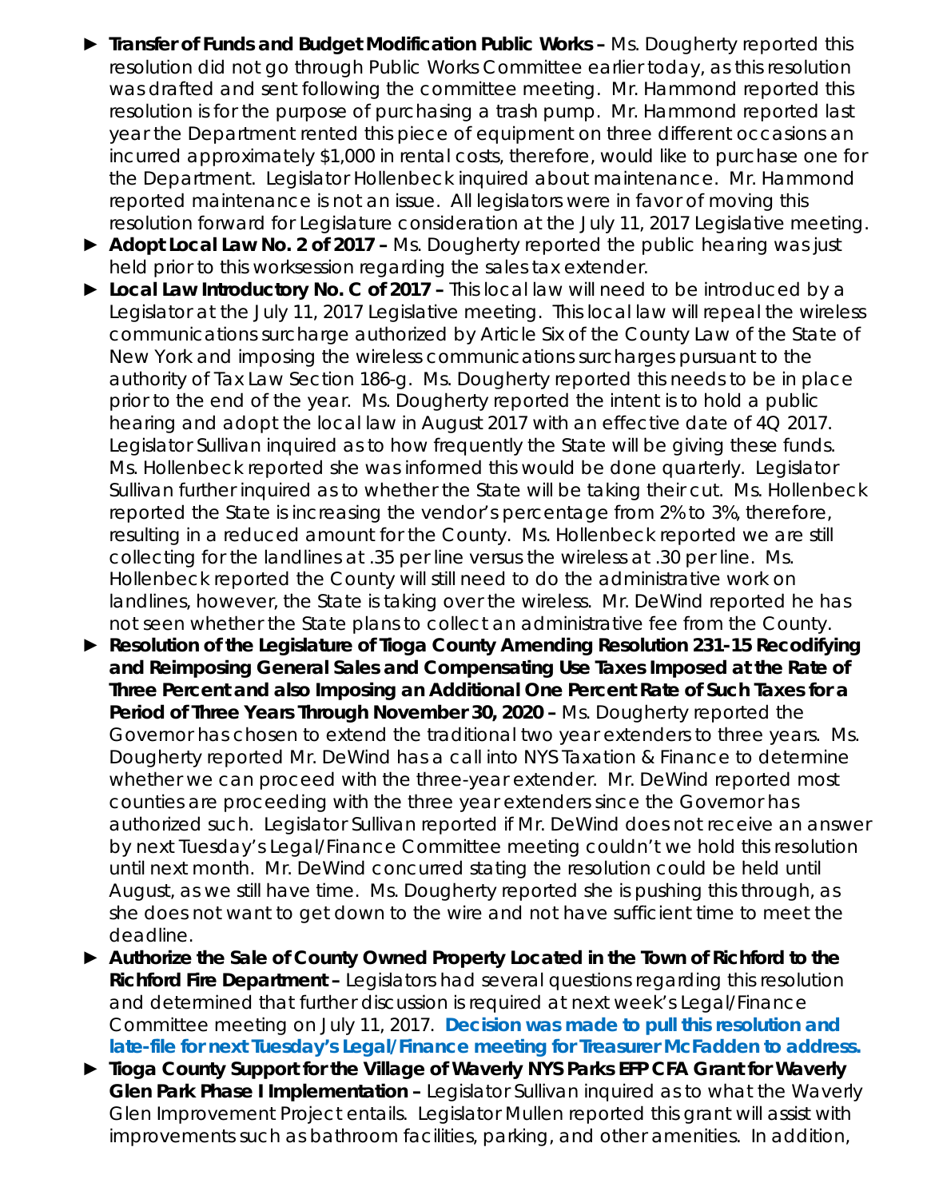- ► **Transfer of Funds and Budget Modification Public Works –** Ms. Dougherty reported this resolution did not go through Public Works Committee earlier today, as this resolution was drafted and sent following the committee meeting. Mr. Hammond reported this resolution is for the purpose of purchasing a trash pump. Mr. Hammond reported last year the Department rented this piece of equipment on three different occasions an incurred approximately $1,000 in rental costs, therefore, would like to purchase one for the Department. Legislator Hollenbeck inquired about maintenance. Mr. Hammond reported maintenance is not an issue. All legislators were in favor of moving this resolution forward for Legislature consideration at the July 11, 2017 Legislative meeting.
- ► **Adopt Local Law No. 2 of 2017 –** Ms. Dougherty reported the public hearing was just held prior to this worksession regarding the sales tax extender.
- ► **Local Law Introductory No. C of 2017 –** This local law will need to be introduced by a Legislator at the July 11, 2017 Legislative meeting. This local law will repeal the wireless communications surcharge authorized by Article Six of the County Law of the State of New York and imposing the wireless communications surcharges pursuant to the authority of Tax Law Section 186-g. Ms. Dougherty reported this needs to be in place prior to the end of the year. Ms. Dougherty reported the intent is to hold a public hearing and adopt the local law in August 2017 with an effective date of 4Q 2017. Legislator Sullivan inquired as to how frequently the State will be giving these funds. Ms. Hollenbeck reported she was informed this would be done quarterly. Legislator Sullivan further inquired as to whether the State will be taking their cut. Ms. Hollenbeck reported the State is increasing the vendor's percentage from 2% to 3%, therefore, resulting in a reduced amount for the County. Ms. Hollenbeck reported we are still collecting for the landlines at .35 per line versus the wireless at .30 per line. Ms. Hollenbeck reported the County will still need to do the administrative work on landlines, however, the State is taking over the wireless. Mr. DeWind reported he has not seen whether the State plans to collect an administrative fee from the County.
- ► **Resolution of the Legislature of Tioga County Amending Resolution 231-15 Recodifying and Reimposing General Sales and Compensating Use Taxes Imposed at the Rate of Three Percent and also Imposing an Additional One Percent Rate of Such Taxes for a Period of Three Years Through November 30, 2020 –** Ms. Dougherty reported the Governor has chosen to extend the traditional two year extenders to three years. Ms. Dougherty reported Mr. DeWind has a call into NYS Taxation & Finance to determine whether we can proceed with the three-year extender. Mr. DeWind reported most counties are proceeding with the three year extenders since the Governor has authorized such. Legislator Sullivan reported if Mr. DeWind does not receive an answer by next Tuesday's Legal/Finance Committee meeting couldn't we hold this resolution until next month. Mr. DeWind concurred stating the resolution could be held until August, as we still have time. Ms. Dougherty reported she is pushing this through, as she does not want to get down to the wire and not have sufficient time to meet the deadline.
- ► **Authorize the Sale of County Owned Property Located in the Town of Richford to the Richford Fire Department –** Legislators had several questions regarding this resolution and determined that further discussion is required at next week's Legal/Finance Committee meeting on July 11, 2017. **Decision was made to pull this resolution and late-file for next Tuesday's Legal/Finance meeting for Treasurer McFadden to address.**
- ► **Tioga County Support for the Village of Waverly NYS Parks EFP CFA Grant for Waverly Glen Park Phase I Implementation –** Legislator Sullivan inquired as to what the Waverly Glen Improvement Project entails. Legislator Mullen reported this grant will assist with improvements such as bathroom facilities, parking, and other amenities. In addition,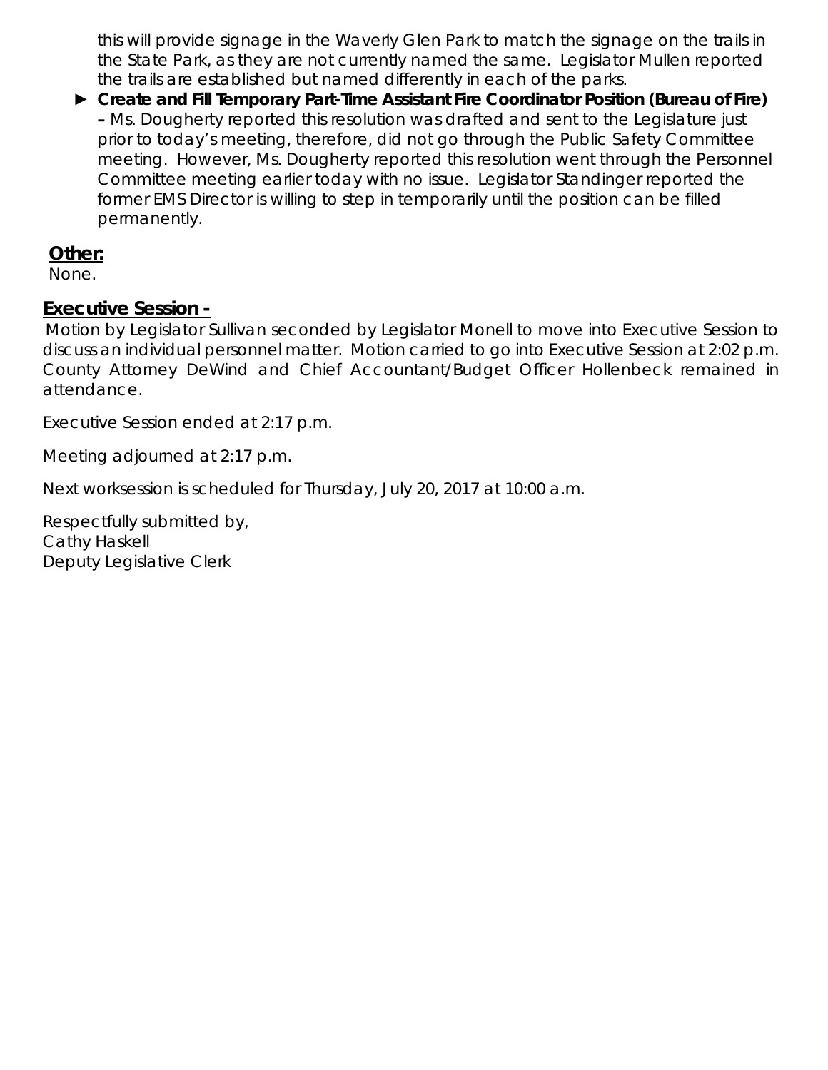this will provide signage in the Waverly Glen Park to match the signage on the trails in the State Park, as they are not currently named the same. Legislator Mullen reported the trails are established but named differently in each of the parks.

- ► **Create and Fill Temporary Part-Time Assistant Fire Coordinator Position (Bureau of Fire) –** Ms. Dougherty reported this resolution was drafted and sent to the Legislature just prior to today's meeting, therefore, did not go through the Public Safety Committee meeting. However, Ms. Dougherty reported this resolution went through the Personnel Committee meeting earlier today with no issue. Legislator Standinger reported the former EMS Director is willing to step in temporarily until the position can be filled permanently.

## Other:

None.

## Executive Session -

Motion by Legislator Sullivan seconded by Legislator Monell to move into Executive Session to discuss an individual personnel matter. Motion carried to go into Executive Session at 2:02 p.m. County Attorney DeWind and Chief Accountant/Budget Officer Hollenbeck remained in attendance.

Executive Session ended at 2:17 p.m.

Meeting adjourned at 2:17 p.m.

Next worksession is scheduled for Thursday, July 20, 2017 at 10:00 a.m.

Respectfully submitted by,
Cathy Haskell
Deputy Legislative Clerk